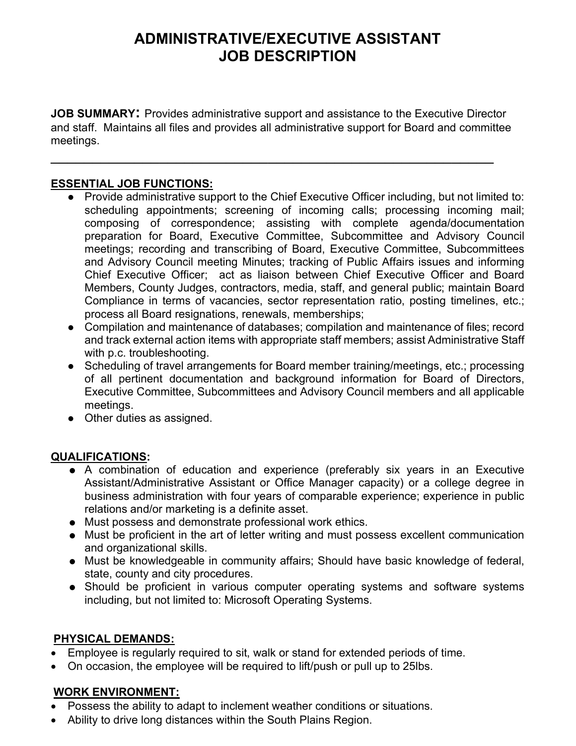# ADMINISTRATIVE/EXECUTIVE ASSISTANT JOB DESCRIPTION

**JOB SUMMARY:** Provides administrative support and assistance to the Executive Director and staff. Maintains all files and provides all administrative support for Board and committee meetings.

---

## ESSENTIAL JOB FUNCTIONS:

- Provide administrative support to the Chief Executive Officer including, but not limited to: scheduling appointments; screening of incoming calls; processing incoming mail; composing of correspondence; assisting with complete agenda/documentation preparation for Board, Executive Committee, Subcommittee and Advisory Council meetings; recording and transcribing of Board, Executive Committee, Subcommittees and Advisory Council meeting Minutes; tracking of Public Affairs issues and informing Chief Executive Officer; act as liaison between Chief Executive Officer and Board Members, County Judges, contractors, media, staff, and general public; maintain Board Compliance in terms of vacancies, sector representation ratio, posting timelines, etc.; process all Board resignations, renewals, memberships;
- Compilation and maintenance of databases; compilation and maintenance of files; record and track external action items with appropriate staff members; assist Administrative Staff with p.c. troubleshooting.
- Scheduling of travel arrangements for Board member training/meetings, etc.; processing of all pertinent documentation and background information for Board of Directors, Executive Committee, Subcommittees and Advisory Council members and all applicable meetings.
- Other duties as assigned.

## QUALIFICATIONS:

- A combination of education and experience (preferably six years in an Executive Assistant/Administrative Assistant or Office Manager capacity) or a college degree in business administration with four years of comparable experience; experience in public relations and/or marketing is a definite asset.
- Must possess and demonstrate professional work ethics.
- Must be proficient in the art of letter writing and must possess excellent communication and organizational skills.
- Must be knowledgeable in community affairs; Should have basic knowledge of federal, state, county and city procedures.
- Should be proficient in various computer operating systems and software systems including, but not limited to: Microsoft Operating Systems.

## PHYSICAL DEMANDS:

- Employee is regularly required to sit, walk or stand for extended periods of time.
- On occasion, the employee will be required to lift/push or pull up to 25lbs.

## WORK ENVIRONMENT:

- Possess the ability to adapt to inclement weather conditions or situations.
- Ability to drive long distances within the South Plains Region.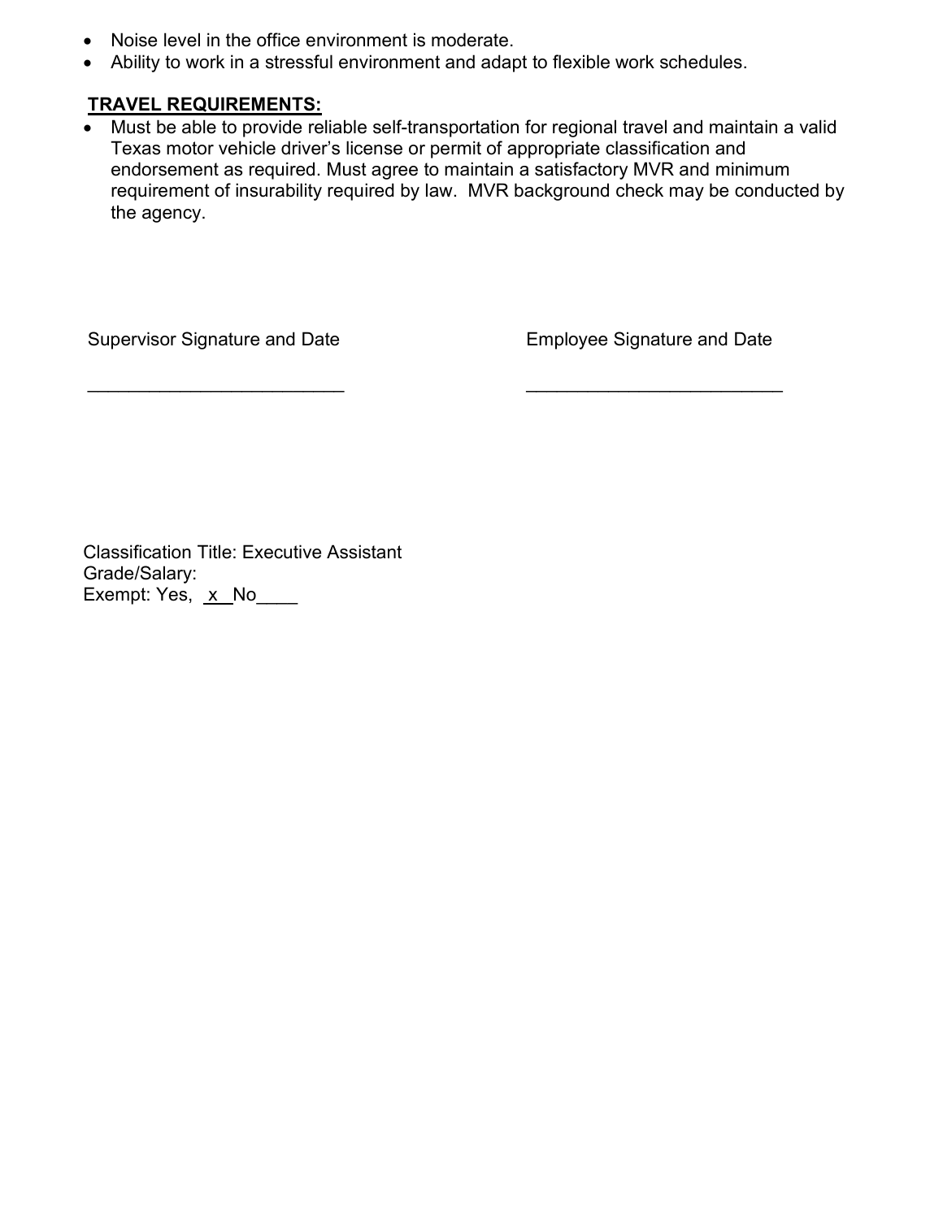- Noise level in the office environment is moderate.
- Ability to work in a stressful environment and adapt to flexible work schedules.

**TRAVEL REQUIREMENTS:**

- Must be able to provide reliable self-transportation for regional travel and maintain a valid Texas motor vehicle driver's license or permit of appropriate classification and endorsement as required. Must agree to maintain a satisfactory MVR and minimum requirement of insurability required by law. MVR background check may be conducted by the agency.

Supervisor Signature and Date

_________________________

Employee Signature and Date

_________________________

Classification Title: Executive Assistant
Grade/Salary:
Exempt: Yes, x No____